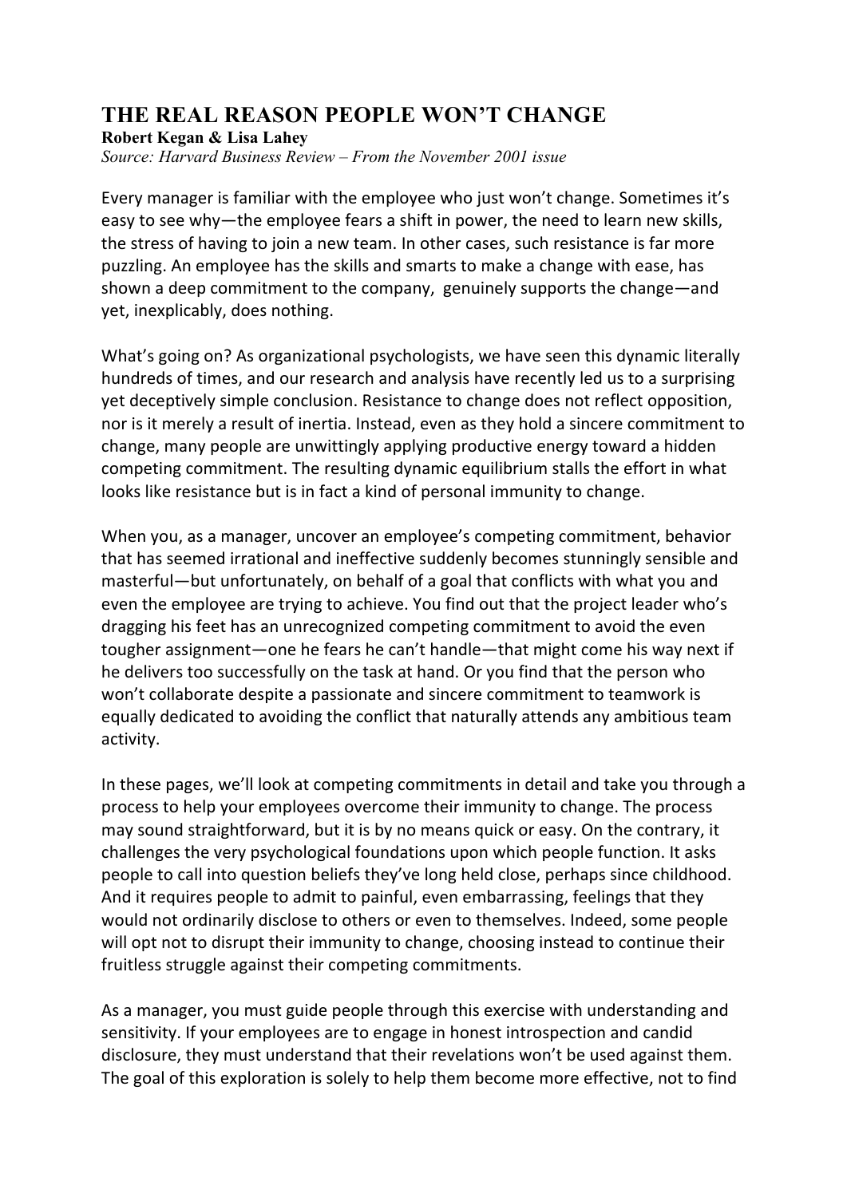# THE REAL REASON PEOPLE WON'T CHANGE

**Robert Kegan & Lisa Lahey**

*Source: Harvard Business Review – From the November 2001 issue*

Every manager is familiar with the employee who just won't change. Sometimes it's easy to see why—the employee fears a shift in power, the need to learn new skills, the stress of having to join a new team. In other cases, such resistance is far more puzzling. An employee has the skills and smarts to make a change with ease, has shown a deep commitment to the company, genuinely supports the change—and yet, inexplicably, does nothing.

What's going on? As organizational psychologists, we have seen this dynamic literally hundreds of times, and our research and analysis have recently led us to a surprising yet deceptively simple conclusion. Resistance to change does not reflect opposition, nor is it merely a result of inertia. Instead, even as they hold a sincere commitment to change, many people are unwittingly applying productive energy toward a hidden competing commitment. The resulting dynamic equilibrium stalls the effort in what looks like resistance but is in fact a kind of personal immunity to change.

When you, as a manager, uncover an employee's competing commitment, behavior that has seemed irrational and ineffective suddenly becomes stunningly sensible and masterful—but unfortunately, on behalf of a goal that conflicts with what you and even the employee are trying to achieve. You find out that the project leader who's dragging his feet has an unrecognized competing commitment to avoid the even tougher assignment—one he fears he can't handle—that might come his way next if he delivers too successfully on the task at hand. Or you find that the person who won't collaborate despite a passionate and sincere commitment to teamwork is equally dedicated to avoiding the conflict that naturally attends any ambitious team activity.

In these pages, we'll look at competing commitments in detail and take you through a process to help your employees overcome their immunity to change. The process may sound straightforward, but it is by no means quick or easy. On the contrary, it challenges the very psychological foundations upon which people function. It asks people to call into question beliefs they've long held close, perhaps since childhood. And it requires people to admit to painful, even embarrassing, feelings that they would not ordinarily disclose to others or even to themselves. Indeed, some people will opt not to disrupt their immunity to change, choosing instead to continue their fruitless struggle against their competing commitments.

As a manager, you must guide people through this exercise with understanding and sensitivity. If your employees are to engage in honest introspection and candid disclosure, they must understand that their revelations won't be used against them. The goal of this exploration is solely to help them become more effective, not to find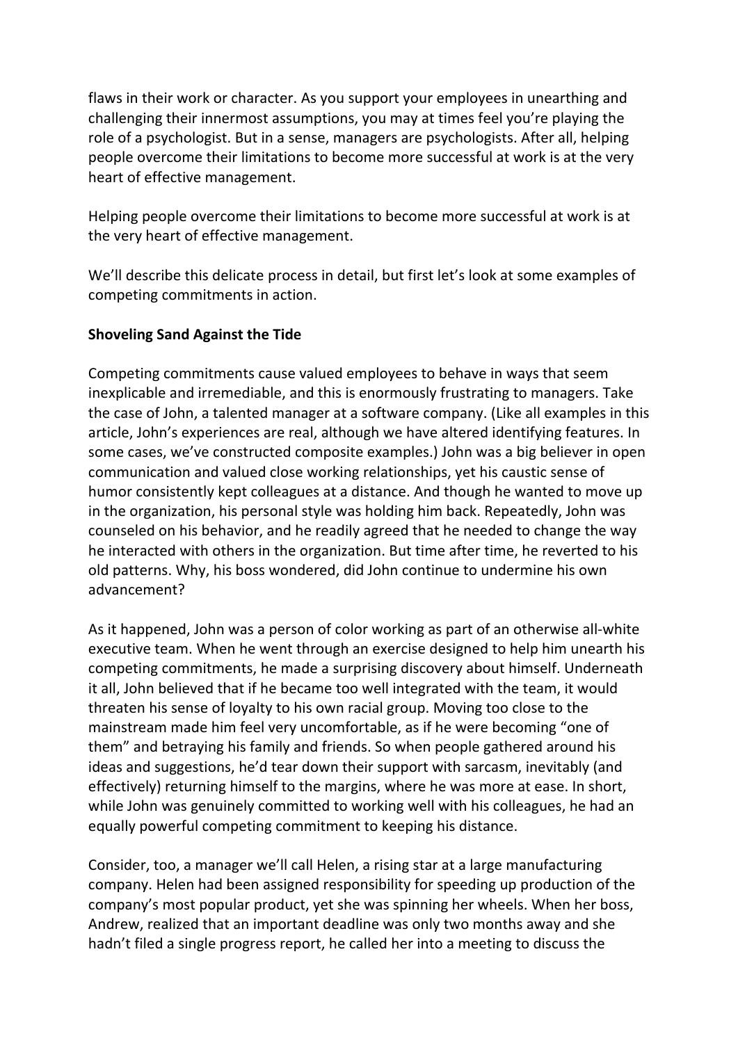flaws in their work or character. As you support your employees in unearthing and challenging their innermost assumptions, you may at times feel you're playing the role of a psychologist. But in a sense, managers are psychologists. After all, helping people overcome their limitations to become more successful at work is at the very heart of effective management.

Helping people overcome their limitations to become more successful at work is at the very heart of effective management.

We'll describe this delicate process in detail, but first let's look at some examples of competing commitments in action.

**Shoveling Sand Against the Tide**

Competing commitments cause valued employees to behave in ways that seem inexplicable and irremediable, and this is enormously frustrating to managers. Take the case of John, a talented manager at a software company. (Like all examples in this article, John's experiences are real, although we have altered identifying features. In some cases, we've constructed composite examples.) John was a big believer in open communication and valued close working relationships, yet his caustic sense of humor consistently kept colleagues at a distance. And though he wanted to move up in the organization, his personal style was holding him back. Repeatedly, John was counseled on his behavior, and he readily agreed that he needed to change the way he interacted with others in the organization. But time after time, he reverted to his old patterns. Why, his boss wondered, did John continue to undermine his own advancement?

As it happened, John was a person of color working as part of an otherwise all-white executive team. When he went through an exercise designed to help him unearth his competing commitments, he made a surprising discovery about himself. Underneath it all, John believed that if he became too well integrated with the team, it would threaten his sense of loyalty to his own racial group. Moving too close to the mainstream made him feel very uncomfortable, as if he were becoming "one of them" and betraying his family and friends. So when people gathered around his ideas and suggestions, he'd tear down their support with sarcasm, inevitably (and effectively) returning himself to the margins, where he was more at ease. In short, while John was genuinely committed to working well with his colleagues, he had an equally powerful competing commitment to keeping his distance.

Consider, too, a manager we'll call Helen, a rising star at a large manufacturing company. Helen had been assigned responsibility for speeding up production of the company's most popular product, yet she was spinning her wheels. When her boss, Andrew, realized that an important deadline was only two months away and she hadn't filed a single progress report, he called her into a meeting to discuss the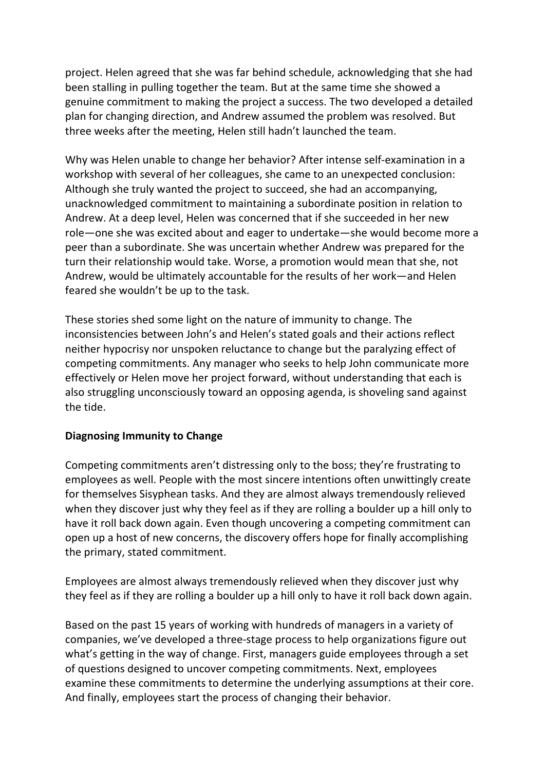project. Helen agreed that she was far behind schedule, acknowledging that she had been stalling in pulling together the team. But at the same time she showed a genuine commitment to making the project a success. The two developed a detailed plan for changing direction, and Andrew assumed the problem was resolved. But three weeks after the meeting, Helen still hadn't launched the team.

Why was Helen unable to change her behavior? After intense self-examination in a workshop with several of her colleagues, she came to an unexpected conclusion: Although she truly wanted the project to succeed, she had an accompanying, unacknowledged commitment to maintaining a subordinate position in relation to Andrew. At a deep level, Helen was concerned that if she succeeded in her new role—one she was excited about and eager to undertake—she would become more a peer than a subordinate. She was uncertain whether Andrew was prepared for the turn their relationship would take. Worse, a promotion would mean that she, not Andrew, would be ultimately accountable for the results of her work—and Helen feared she wouldn't be up to the task.

These stories shed some light on the nature of immunity to change. The inconsistencies between John's and Helen's stated goals and their actions reflect neither hypocrisy nor unspoken reluctance to change but the paralyzing effect of competing commitments. Any manager who seeks to help John communicate more effectively or Helen move her project forward, without understanding that each is also struggling unconsciously toward an opposing agenda, is shoveling sand against the tide.

**Diagnosing Immunity to Change**

Competing commitments aren't distressing only to the boss; they're frustrating to employees as well. People with the most sincere intentions often unwittingly create for themselves Sisyphean tasks. And they are almost always tremendously relieved when they discover just why they feel as if they are rolling a boulder up a hill only to have it roll back down again. Even though uncovering a competing commitment can open up a host of new concerns, the discovery offers hope for finally accomplishing the primary, stated commitment.

Employees are almost always tremendously relieved when they discover just why they feel as if they are rolling a boulder up a hill only to have it roll back down again.

Based on the past 15 years of working with hundreds of managers in a variety of companies, we've developed a three-stage process to help organizations figure out what's getting in the way of change. First, managers guide employees through a set of questions designed to uncover competing commitments. Next, employees examine these commitments to determine the underlying assumptions at their core. And finally, employees start the process of changing their behavior.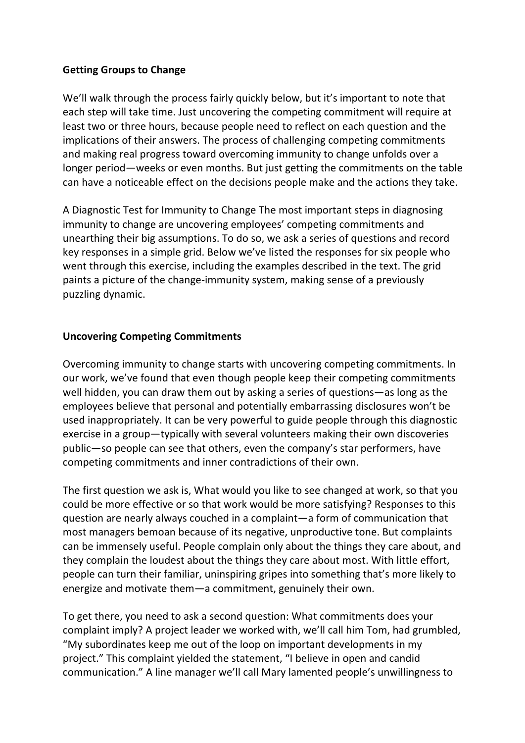**Getting Groups to Change**

We'll walk through the process fairly quickly below, but it's important to note that each step will take time. Just uncovering the competing commitment will require at least two or three hours, because people need to reflect on each question and the implications of their answers. The process of challenging competing commitments and making real progress toward overcoming immunity to change unfolds over a longer period—weeks or even months. But just getting the commitments on the table can have a noticeable effect on the decisions people make and the actions they take.

A Diagnostic Test for Immunity to Change The most important steps in diagnosing immunity to change are uncovering employees' competing commitments and unearthing their big assumptions. To do so, we ask a series of questions and record key responses in a simple grid. Below we've listed the responses for six people who went through this exercise, including the examples described in the text. The grid paints a picture of the change-immunity system, making sense of a previously puzzling dynamic.

**Uncovering Competing Commitments**

Overcoming immunity to change starts with uncovering competing commitments. In our work, we've found that even though people keep their competing commitments well hidden, you can draw them out by asking a series of questions—as long as the employees believe that personal and potentially embarrassing disclosures won't be used inappropriately. It can be very powerful to guide people through this diagnostic exercise in a group—typically with several volunteers making their own discoveries public—so people can see that others, even the company's star performers, have competing commitments and inner contradictions of their own.

The first question we ask is, What would you like to see changed at work, so that you could be more effective or so that work would be more satisfying? Responses to this question are nearly always couched in a complaint—a form of communication that most managers bemoan because of its negative, unproductive tone. But complaints can be immensely useful. People complain only about the things they care about, and they complain the loudest about the things they care about most. With little effort, people can turn their familiar, uninspiring gripes into something that's more likely to energize and motivate them—a commitment, genuinely their own.

To get there, you need to ask a second question: What commitments does your complaint imply? A project leader we worked with, we'll call him Tom, had grumbled, "My subordinates keep me out of the loop on important developments in my project." This complaint yielded the statement, "I believe in open and candid communication." A line manager we'll call Mary lamented people's unwillingness to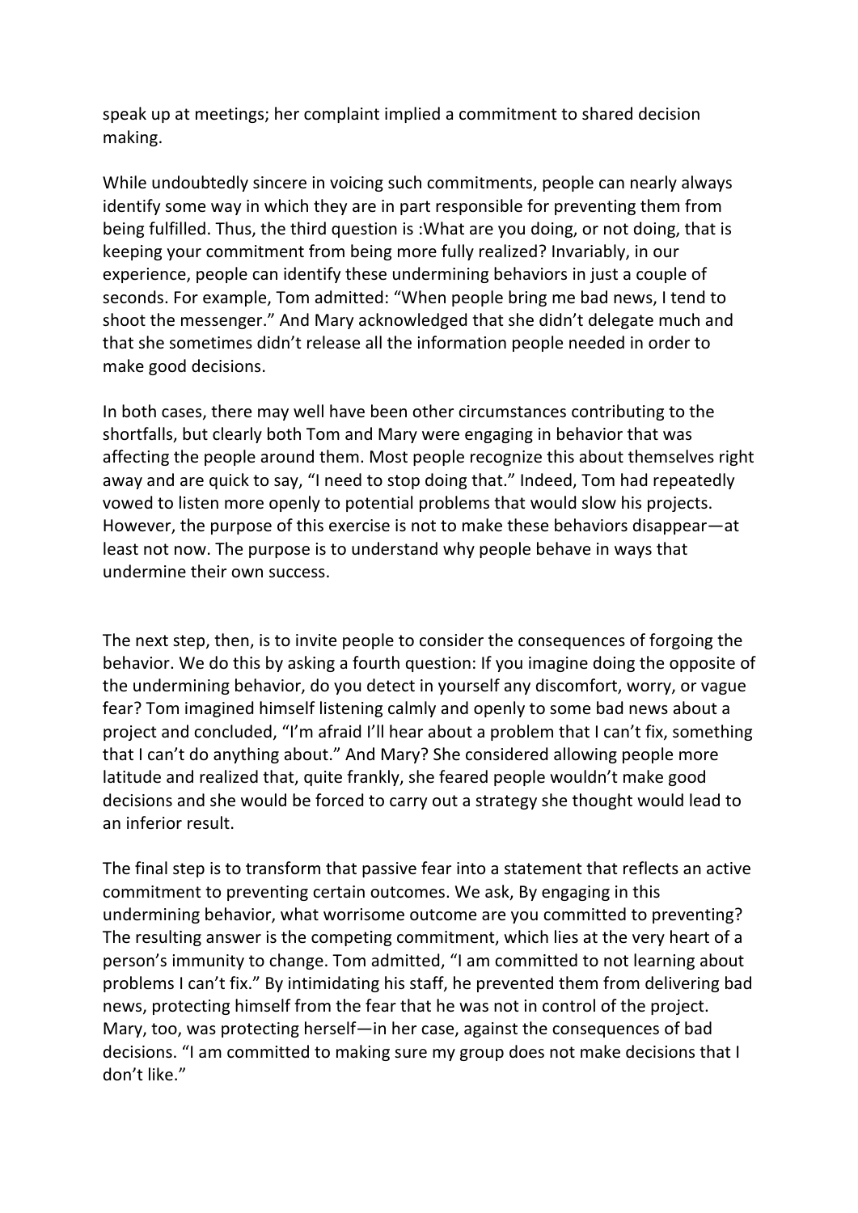speak up at meetings; her complaint implied a commitment to shared decision making.

While undoubtedly sincere in voicing such commitments, people can nearly always identify some way in which they are in part responsible for preventing them from being fulfilled. Thus, the third question is :What are you doing, or not doing, that is keeping your commitment from being more fully realized? Invariably, in our experience, people can identify these undermining behaviors in just a couple of seconds. For example, Tom admitted: "When people bring me bad news, I tend to shoot the messenger." And Mary acknowledged that she didn't delegate much and that she sometimes didn't release all the information people needed in order to make good decisions.

In both cases, there may well have been other circumstances contributing to the shortfalls, but clearly both Tom and Mary were engaging in behavior that was affecting the people around them. Most people recognize this about themselves right away and are quick to say, "I need to stop doing that." Indeed, Tom had repeatedly vowed to listen more openly to potential problems that would slow his projects. However, the purpose of this exercise is not to make these behaviors disappear—at least not now. The purpose is to understand why people behave in ways that undermine their own success.

The next step, then, is to invite people to consider the consequences of forgoing the behavior. We do this by asking a fourth question: If you imagine doing the opposite of the undermining behavior, do you detect in yourself any discomfort, worry, or vague fear? Tom imagined himself listening calmly and openly to some bad news about a project and concluded, "I'm afraid I'll hear about a problem that I can't fix, something that I can't do anything about." And Mary? She considered allowing people more latitude and realized that, quite frankly, she feared people wouldn't make good decisions and she would be forced to carry out a strategy she thought would lead to an inferior result.

The final step is to transform that passive fear into a statement that reflects an active commitment to preventing certain outcomes. We ask, By engaging in this undermining behavior, what worrisome outcome are you committed to preventing? The resulting answer is the competing commitment, which lies at the very heart of a person's immunity to change. Tom admitted, "I am committed to not learning about problems I can't fix." By intimidating his staff, he prevented them from delivering bad news, protecting himself from the fear that he was not in control of the project. Mary, too, was protecting herself—in her case, against the consequences of bad decisions. "I am committed to making sure my group does not make decisions that I don't like."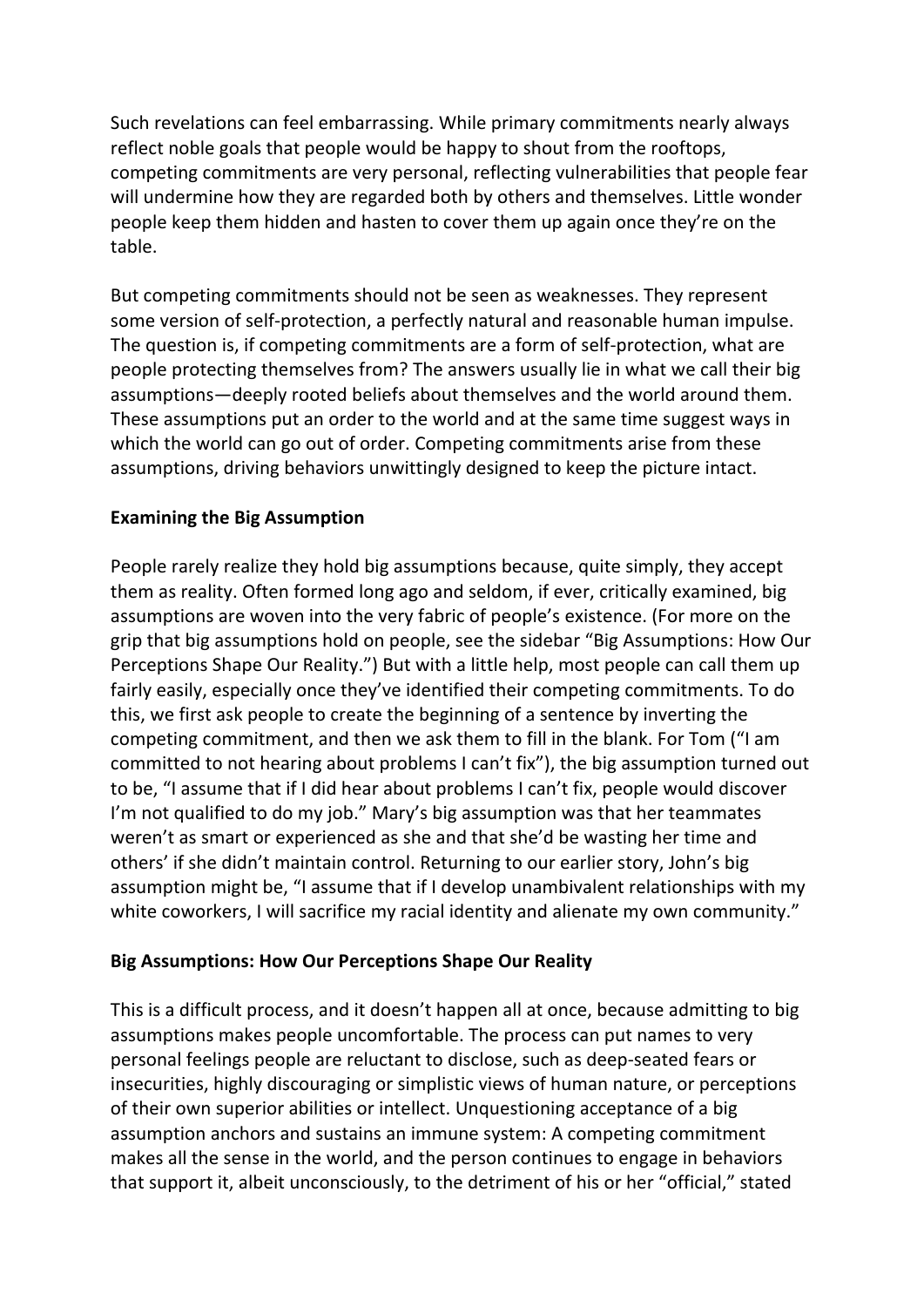Such revelations can feel embarrassing. While primary commitments nearly always reflect noble goals that people would be happy to shout from the rooftops, competing commitments are very personal, reflecting vulnerabilities that people fear will undermine how they are regarded both by others and themselves. Little wonder people keep them hidden and hasten to cover them up again once they're on the table.

But competing commitments should not be seen as weaknesses. They represent some version of self-protection, a perfectly natural and reasonable human impulse. The question is, if competing commitments are a form of self-protection, what are people protecting themselves from? The answers usually lie in what we call their big assumptions—deeply rooted beliefs about themselves and the world around them. These assumptions put an order to the world and at the same time suggest ways in which the world can go out of order. Competing commitments arise from these assumptions, driving behaviors unwittingly designed to keep the picture intact.

**Examining the Big Assumption**

People rarely realize they hold big assumptions because, quite simply, they accept them as reality. Often formed long ago and seldom, if ever, critically examined, big assumptions are woven into the very fabric of people's existence. (For more on the grip that big assumptions hold on people, see the sidebar "Big Assumptions: How Our Perceptions Shape Our Reality.") But with a little help, most people can call them up fairly easily, especially once they've identified their competing commitments. To do this, we first ask people to create the beginning of a sentence by inverting the competing commitment, and then we ask them to fill in the blank. For Tom ("I am committed to not hearing about problems I can't fix"), the big assumption turned out to be, "I assume that if I did hear about problems I can't fix, people would discover I'm not qualified to do my job." Mary's big assumption was that her teammates weren't as smart or experienced as she and that she'd be wasting her time and others' if she didn't maintain control. Returning to our earlier story, John's big assumption might be, "I assume that if I develop unambivalent relationships with my white coworkers, I will sacrifice my racial identity and alienate my own community."

**Big Assumptions: How Our Perceptions Shape Our Reality**

This is a difficult process, and it doesn't happen all at once, because admitting to big assumptions makes people uncomfortable. The process can put names to very personal feelings people are reluctant to disclose, such as deep-seated fears or insecurities, highly discouraging or simplistic views of human nature, or perceptions of their own superior abilities or intellect. Unquestioning acceptance of a big assumption anchors and sustains an immune system: A competing commitment makes all the sense in the world, and the person continues to engage in behaviors that support it, albeit unconsciously, to the detriment of his or her "official," stated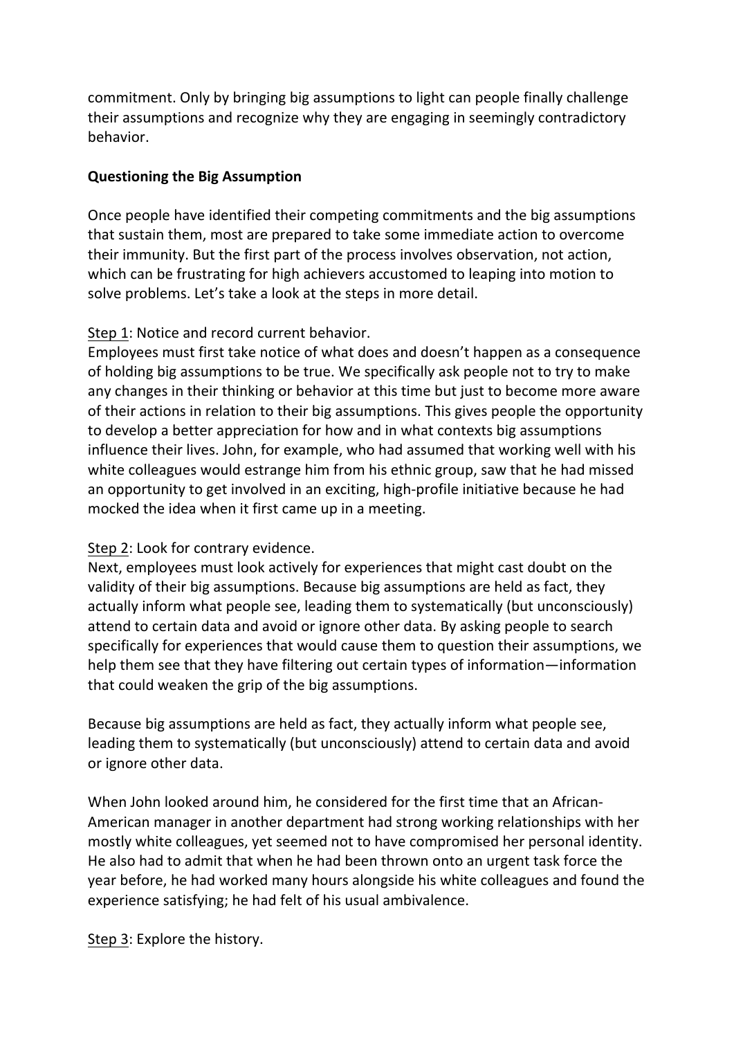commitment. Only by bringing big assumptions to light can people finally challenge their assumptions and recognize why they are engaging in seemingly contradictory behavior.

**Questioning the Big Assumption**

Once people have identified their competing commitments and the big assumptions that sustain them, most are prepared to take some immediate action to overcome their immunity. But the first part of the process involves observation, not action, which can be frustrating for high achievers accustomed to leaping into motion to solve problems. Let's take a look at the steps in more detail.

Step 1: Notice and record current behavior.
Employees must first take notice of what does and doesn't happen as a consequence of holding big assumptions to be true. We specifically ask people not to try to make any changes in their thinking or behavior at this time but just to become more aware of their actions in relation to their big assumptions. This gives people the opportunity to develop a better appreciation for how and in what contexts big assumptions influence their lives. John, for example, who had assumed that working well with his white colleagues would estrange him from his ethnic group, saw that he had missed an opportunity to get involved in an exciting, high-profile initiative because he had mocked the idea when it first came up in a meeting.

Step 2: Look for contrary evidence.
Next, employees must look actively for experiences that might cast doubt on the validity of their big assumptions. Because big assumptions are held as fact, they actually inform what people see, leading them to systematically (but unconsciously) attend to certain data and avoid or ignore other data. By asking people to search specifically for experiences that would cause them to question their assumptions, we help them see that they have filtering out certain types of information—information that could weaken the grip of the big assumptions.

Because big assumptions are held as fact, they actually inform what people see, leading them to systematically (but unconsciously) attend to certain data and avoid or ignore other data.

When John looked around him, he considered for the first time that an African-American manager in another department had strong working relationships with her mostly white colleagues, yet seemed not to have compromised her personal identity. He also had to admit that when he had been thrown onto an urgent task force the year before, he had worked many hours alongside his white colleagues and found the experience satisfying; he had felt of his usual ambivalence.

Step 3: Explore the history.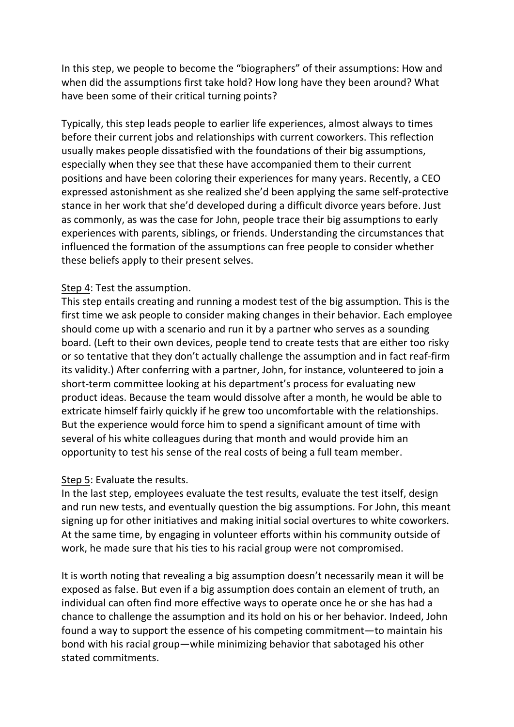In this step, we people to become the “biographers” of their assumptions: How and when did the assumptions first take hold? How long have they been around? What have been some of their critical turning points?

Typically, this step leads people to earlier life experiences, almost always to times before their current jobs and relationships with current coworkers. This reflection usually makes people dissatisfied with the foundations of their big assumptions, especially when they see that these have accompanied them to their current positions and have been coloring their experiences for many years. Recently, a CEO expressed astonishment as she realized she’d been applying the same self-protective stance in her work that she’d developed during a difficult divorce years before. Just as commonly, as was the case for John, people trace their big assumptions to early experiences with parents, siblings, or friends. Understanding the circumstances that influenced the formation of the assumptions can free people to consider whether these beliefs apply to their present selves.

<u>Step 4</u>: Test the assumption.

This step entails creating and running a modest test of the big assumption. This is the first time we ask people to consider making changes in their behavior. Each employee should come up with a scenario and run it by a partner who serves as a sounding board. (Left to their own devices, people tend to create tests that are either too risky or so tentative that they don’t actually challenge the assumption and in fact reaf-firm its validity.) After conferring with a partner, John, for instance, volunteered to join a short-term committee looking at his department’s process for evaluating new product ideas. Because the team would dissolve after a month, he would be able to extricate himself fairly quickly if he grew too uncomfortable with the relationships. But the experience would force him to spend a significant amount of time with several of his white colleagues during that month and would provide him an opportunity to test his sense of the real costs of being a full team member.

<u>Step 5</u>: Evaluate the results.

In the last step, employees evaluate the test results, evaluate the test itself, design and run new tests, and eventually question the big assumptions. For John, this meant signing up for other initiatives and making initial social overtures to white coworkers. At the same time, by engaging in volunteer efforts within his community outside of work, he made sure that his ties to his racial group were not compromised.

It is worth noting that revealing a big assumption doesn’t necessarily mean it will be exposed as false. But even if a big assumption does contain an element of truth, an individual can often find more effective ways to operate once he or she has had a chance to challenge the assumption and its hold on his or her behavior. Indeed, John found a way to support the essence of his competing commitment—to maintain his bond with his racial group—while minimizing behavior that sabotaged his other stated commitments.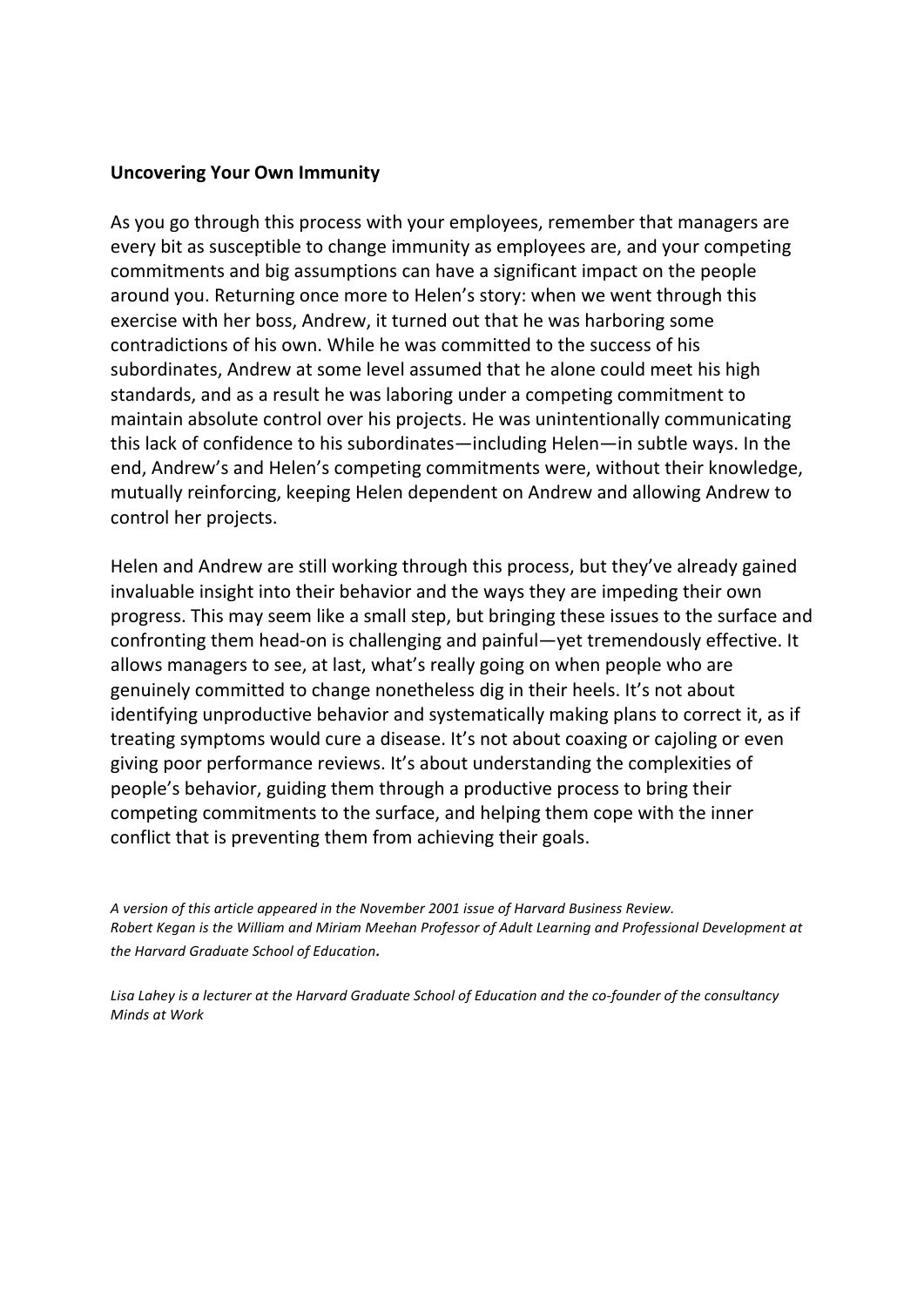**Uncovering Your Own Immunity**

As you go through this process with your employees, remember that managers are every bit as susceptible to change immunity as employees are, and your competing commitments and big assumptions can have a significant impact on the people around you. Returning once more to Helen's story: when we went through this exercise with her boss, Andrew, it turned out that he was harboring some contradictions of his own. While he was committed to the success of his subordinates, Andrew at some level assumed that he alone could meet his high standards, and as a result he was laboring under a competing commitment to maintain absolute control over his projects. He was unintentionally communicating this lack of confidence to his subordinates—including Helen—in subtle ways. In the end, Andrew's and Helen's competing commitments were, without their knowledge, mutually reinforcing, keeping Helen dependent on Andrew and allowing Andrew to control her projects.

Helen and Andrew are still working through this process, but they've already gained invaluable insight into their behavior and the ways they are impeding their own progress. This may seem like a small step, but bringing these issues to the surface and confronting them head-on is challenging and painful—yet tremendously effective. It allows managers to see, at last, what's really going on when people who are genuinely committed to change nonetheless dig in their heels. It's not about identifying unproductive behavior and systematically making plans to correct it, as if treating symptoms would cure a disease. It's not about coaxing or cajoling or even giving poor performance reviews. It's about understanding the complexities of people's behavior, guiding them through a productive process to bring their competing commitments to the surface, and helping them cope with the inner conflict that is preventing them from achieving their goals.

*A version of this article appeared in the November 2001 issue of Harvard Business Review.*
*Robert Kegan is the William and Miriam Meehan Professor of Adult Learning and Professional Development at the Harvard Graduate School of Education.*

*Lisa Lahey is a lecturer at the Harvard Graduate School of Education and the co-founder of the consultancy Minds at Work*